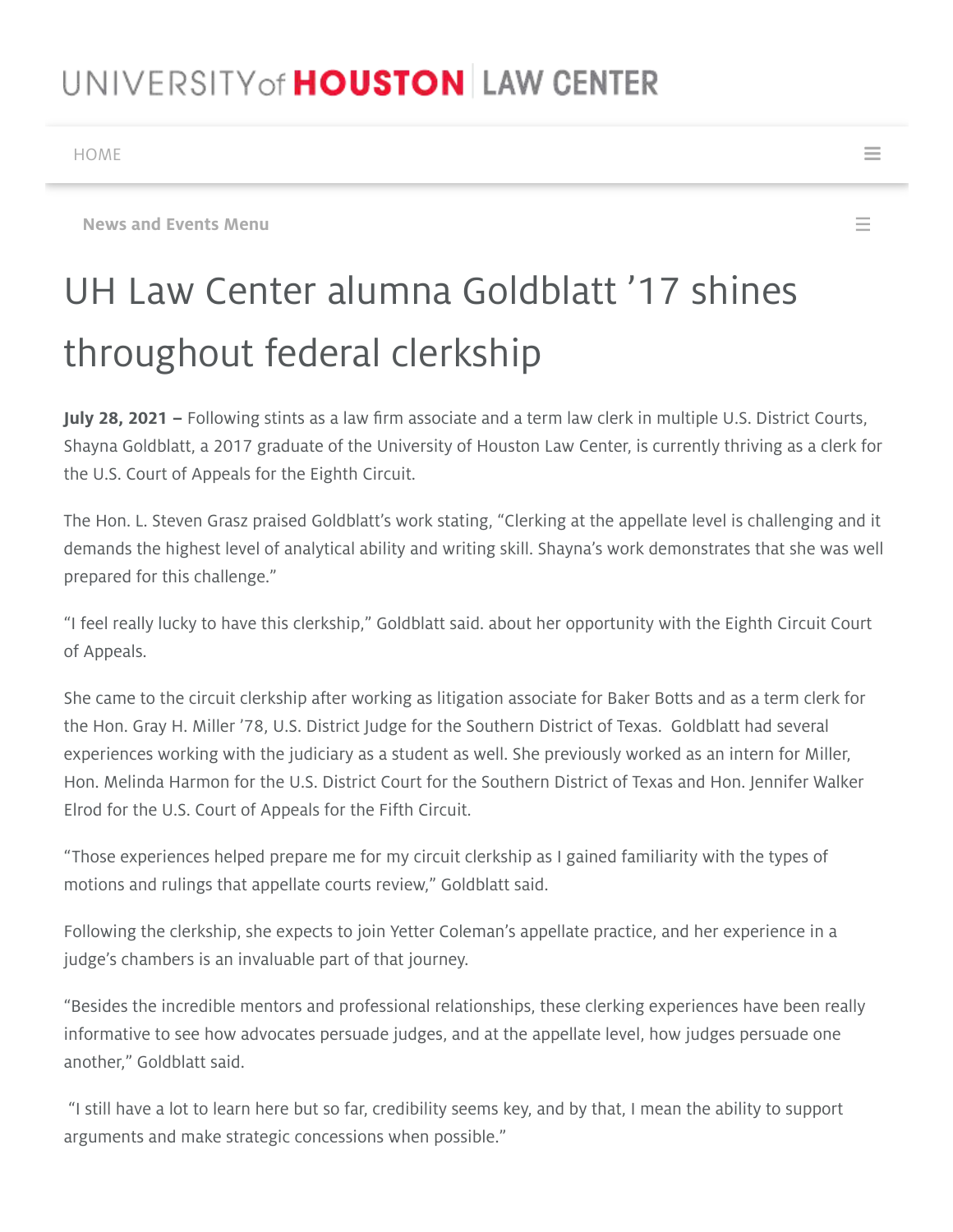# UH Law Center alumna Goldblatt '17 shines throughout federal clerkship

**July 28, 2021 –** Following stints as a law firm associate and a term law clerk in multiple U.S. District Courts, Shayna Goldblatt, a 2017 graduate of the University of Houston Law Center, is currently thriving as a clerk for the U.S. Court of Appeals for the Eighth Circuit.

The Hon. L. Steven Grasz praised Goldblatt's work stating, "Clerking at the appellate level is challenging and it demands the highest level of analytical ability and writing skill. Shayna's work demonstrates that she was well prepared for this challenge."

"I feel really lucky to have this clerkship," Goldblatt said. about her opportunity with the Eighth Circuit Court of Appeals.

She came to the circuit clerkship after working as litigation associate for Baker Botts and as a term clerk for the Hon. Gray H. Miller '78, U.S. District Judge for the Southern District of Texas. Goldblatt had several experiences working with the judiciary as a student as well. She previously worked as an intern for Miller, Hon. Melinda Harmon for the U.S. District Court for the Southern District of Texas and Hon. Jennifer Walker Elrod for the U.S. Court of Appeals for the Fifth Circuit.

"Those experiences helped prepare me for my circuit clerkship as I gained familiarity with the types of motions and rulings that appellate courts review," Goldblatt said.

Following the clerkship, she expects to join Yetter Coleman's appellate practice, and her experience in a judge's chambers is an invaluable part of that journey.

"Besides the incredible mentors and professional relationships, these clerking experiences have been really informative to see how advocates persuade judges, and at the appellate level, how judges persuade one another," Goldblatt said.

"I still have a lot to learn here but so far, credibility seems key, and by that, I mean the ability to support arguments and make strategic concessions when possible."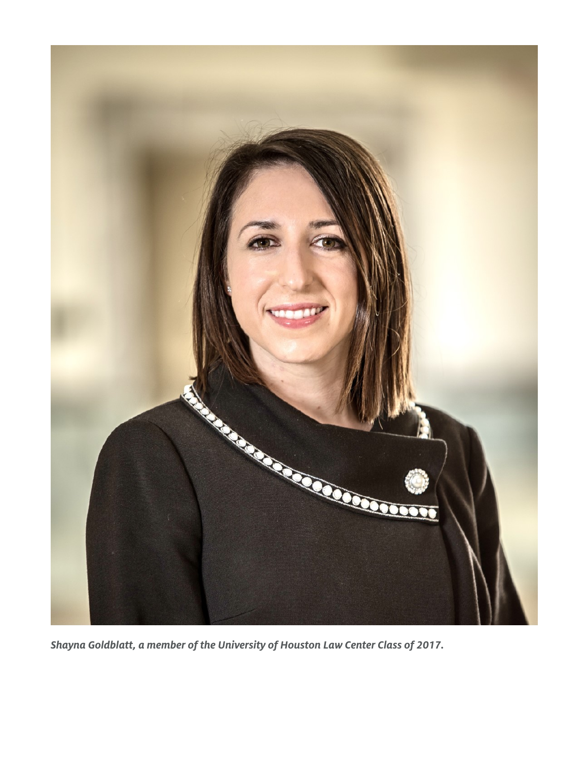*Shayna Goldblatt, a member of the University of Houston Law Center Class of 2017.*